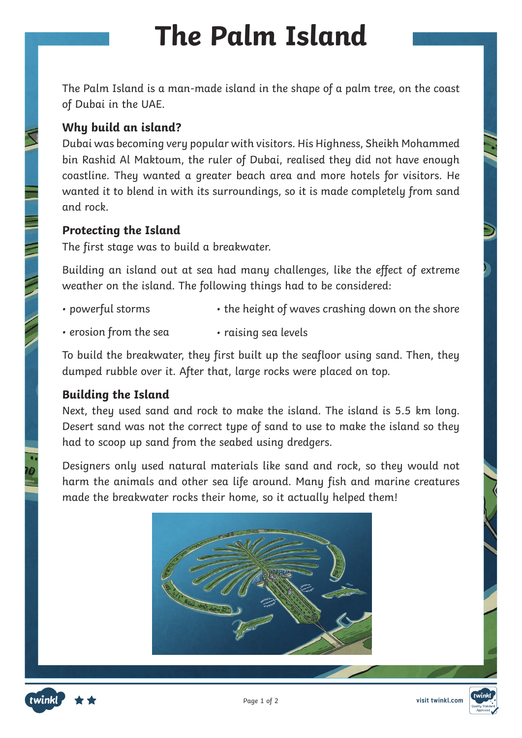# The Palm Island

The Palm Island is a man-made island in the shape of a palm tree, on the coast of Dubai in the UAE.

### Why build an island?

Dubai was becoming very popular with visitors. His Highness, Sheikh Mohammed bin Rashid Al Maktoum, the ruler of Dubai, realised they did not have enough coastline. They wanted a greater beach area and more hotels for visitors. He wanted it to blend in with its surroundings, so it is made completely from sand and rock.

### Protecting the Island

The first stage was to build a breakwater.

Building an island out at sea had many challenges, like the effect of extreme weather on the island. The following things had to be considered:

- powerful storms
- the height of waves crashing down on the shore
- erosion from the sea
- raising sea levels

To build the breakwater, they first built up the seafloor using sand. Then, they dumped rubble over it. After that, large rocks were placed on top.

### Building the Island

Next, they used sand and rock to make the island. The island is 5.5 km long. Desert sand was not the correct type of sand to use to make the island so they had to scoop up sand from the seabed using dredgers.

Designers only used natural materials like sand and rock, so they would not harm the animals and other sea life around. Many fish and marine creatures made the breakwater rocks their home, so it actually helped them!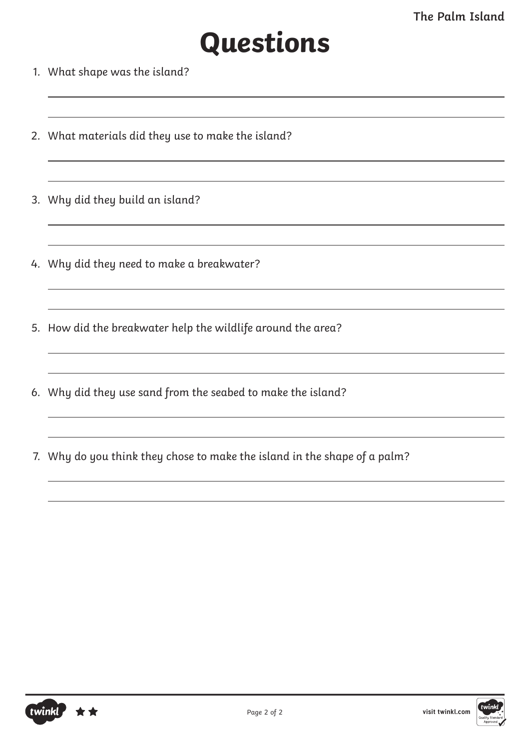# Questions

1. What shape was the island?

2. What materials did they use to make the island?

3. Why did they build an island?

4. Why did they need to make a breakwater?

5. How did the breakwater help the wildlife around the area?

6. Why did they use sand from the seabed to make the island?

7. Why do you think they chose to make the island in the shape of a palm?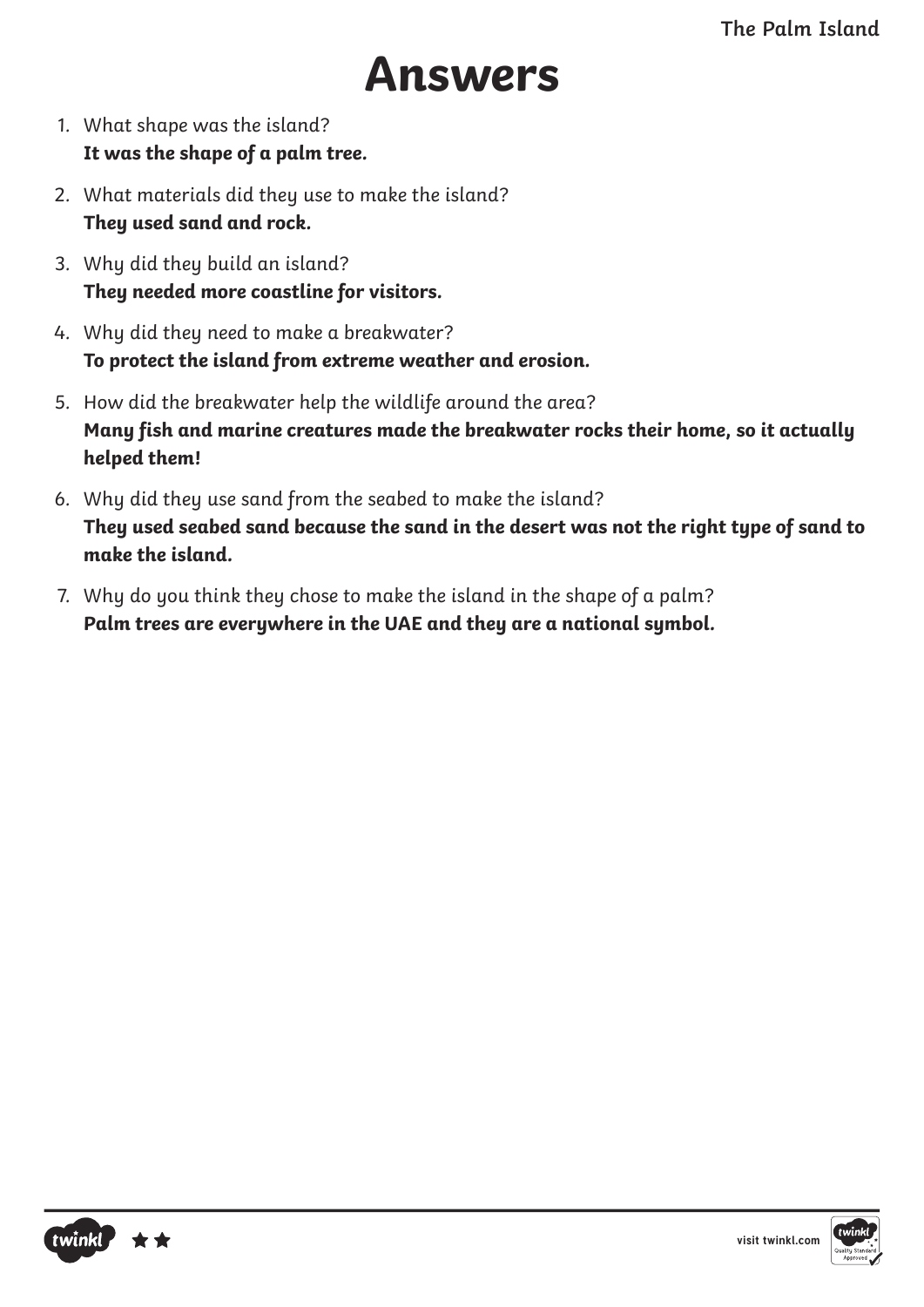# Answers

1. What shape was the island?
   **It was the shape of a palm tree.**

2. What materials did they use to make the island?
   **They used sand and rock.**

3. Why did they build an island?
   **They needed more coastline for visitors.**

4. Why did they need to make a breakwater?
   **To protect the island from extreme weather and erosion.**

5. How did the breakwater help the wildlife around the area?
   **Many fish and marine creatures made the breakwater rocks their home, so it actually helped them!**

6. Why did they use sand from the seabed to make the island?
   **They used seabed sand because the sand in the desert was not the right type of sand to make the island.**

7. Why do you think they chose to make the island in the shape of a palm?
   **Palm trees are everywhere in the UAE and they are a national symbol.**